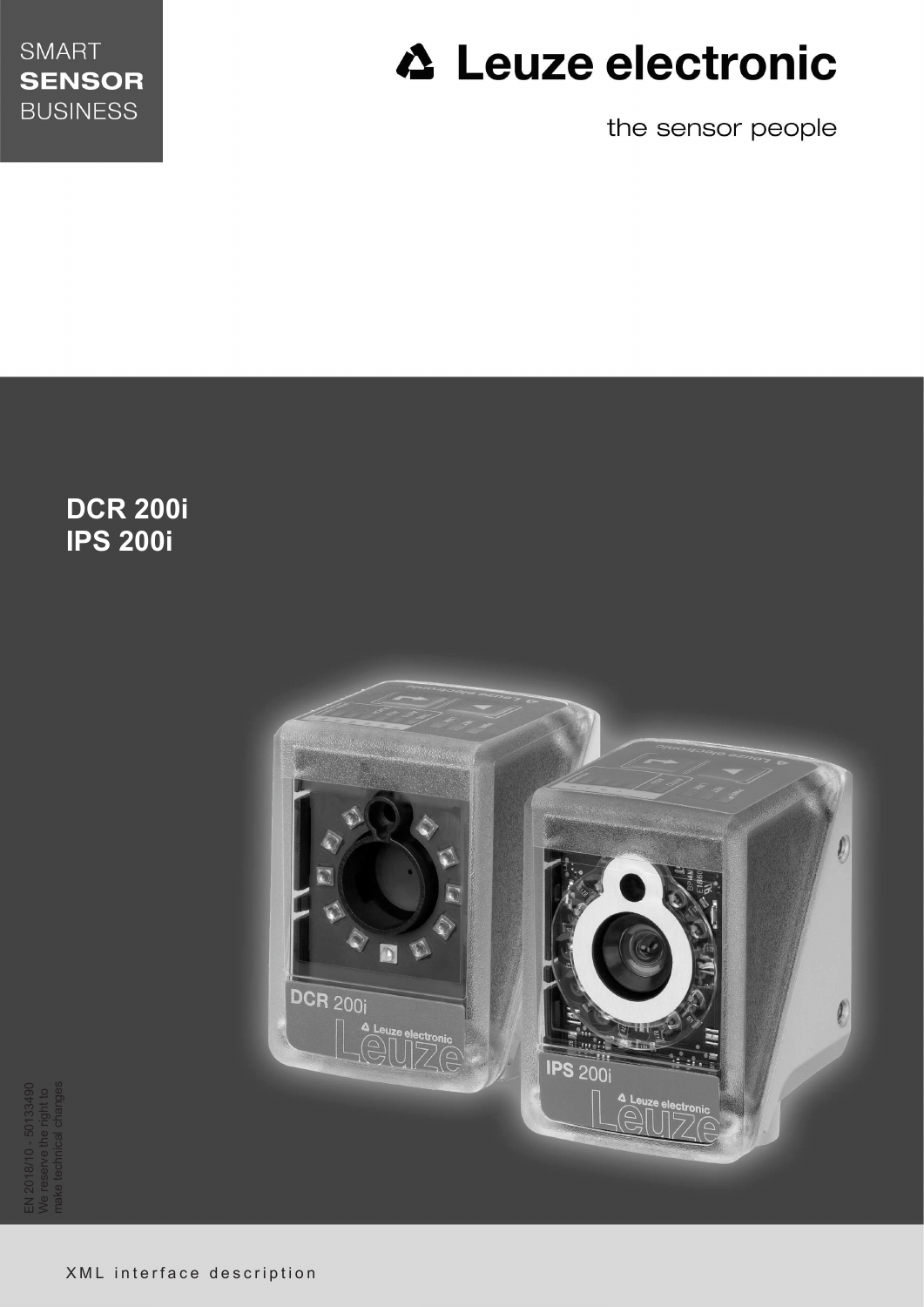SMART
**SENSOR**
BUSINESS

# Leuze electronic

the sensor people

## DCR 200i
## IPS 200i

EN 2018/10 - 50133490
We reserve the right to
make technical changes

XML interface description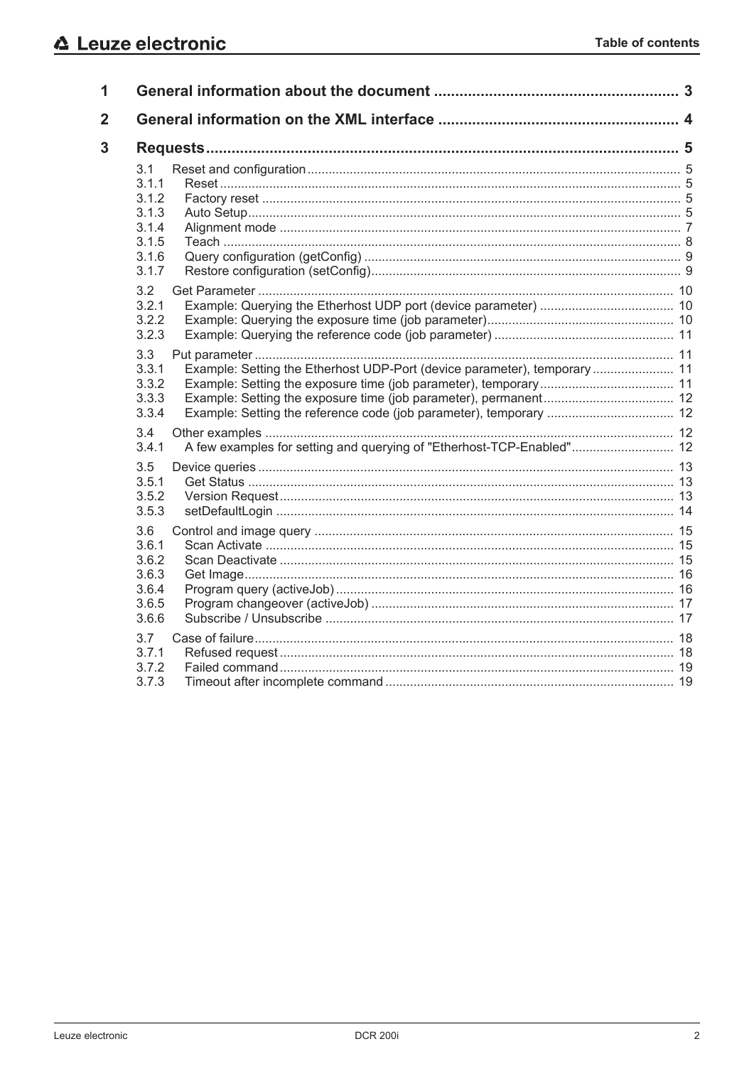| | | |
|---|---|---|
| **1** | **General information about the document** | **3** |
| **2** | **General information on the XML interface** | **4** |
| **3** | **Requests** | **5** |
| 3.1 | Reset and configuration | 5 |
| 3.1.1 | Reset | 5 |
| 3.1.2 | Factory reset | 5 |
| 3.1.3 | Auto Setup | 5 |
| 3.1.4 | Alignment mode | 7 |
| 3.1.5 | Teach | 8 |
| 3.1.6 | Query configuration (getConfig) | 9 |
| 3.1.7 | Restore configuration (setConfig) | 9 |
| 3.2 | Get Parameter | 10 |
| 3.2.1 | Example: Querying the Etherhost UDP port (device parameter) | 10 |
| 3.2.2 | Example: Querying the exposure time (job parameter) | 10 |
| 3.2.3 | Example: Querying the reference code (job parameter) | 11 |
| 3.3 | Put parameter | 11 |
| 3.3.1 | Example: Setting the Etherhost UDP-Port (device parameter), temporary | 11 |
| 3.3.2 | Example: Setting the exposure time (job parameter), temporary | 11 |
| 3.3.3 | Example: Setting the exposure time (job parameter), permanent | 12 |
| 3.3.4 | Example: Setting the reference code (job parameter), temporary | 12 |
| 3.4 | Other examples | 12 |
| 3.4.1 | A few examples for setting and querying of "Etherhost-TCP-Enabled" | 12 |
| 3.5 | Device queries | 13 |
| 3.5.1 | Get Status | 13 |
| 3.5.2 | Version Request | 13 |
| 3.5.3 | setDefaultLogin | 14 |
| 3.6 | Control and image query | 15 |
| 3.6.1 | Scan Activate | 15 |
| 3.6.2 | Scan Deactivate | 15 |
| 3.6.3 | Get Image | 16 |
| 3.6.4 | Program query (activeJob) | 16 |
| 3.6.5 | Program changeover (activeJob) | 17 |
| 3.6.6 | Subscribe / Unsubscribe | 17 |
| 3.7 | Case of failure | 18 |
| 3.7.1 | Refused request | 18 |
| 3.7.2 | Failed command | 19 |
| 3.7.3 | Timeout after incomplete command | 19 |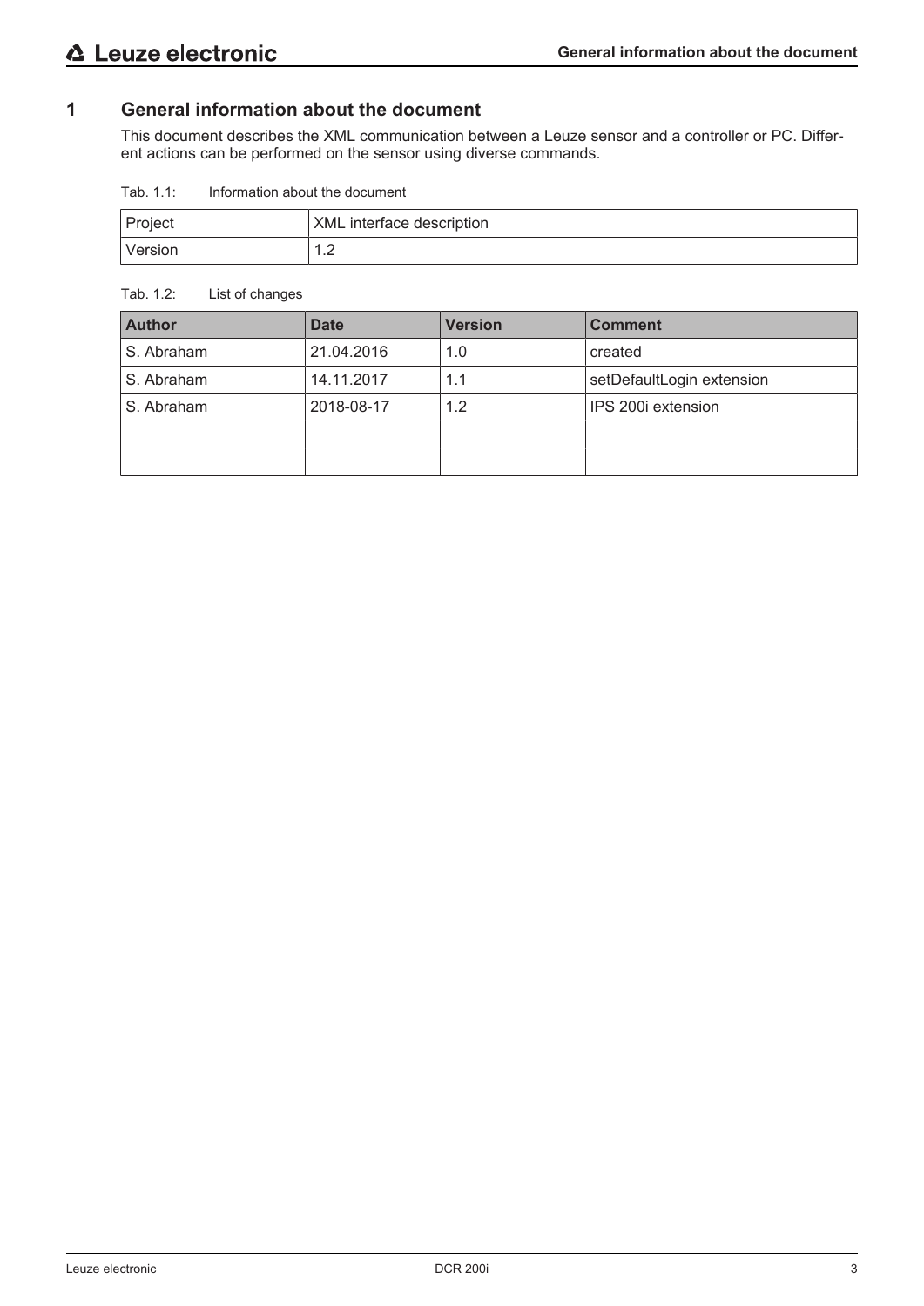# 1 General information about the document

This document describes the XML communication between a Leuze sensor and a controller or PC. Different actions can be performed on the sensor using diverse commands.

Tab. 1.1: Information about the document

| Project | XML interface description |
|---|---|
| Version | 1.2 |

Tab. 1.2: List of changes

| Author | Date | Version | Comment |
|---|---|---|---|
| S. Abraham | 21.04.2016 | 1.0 | created |
| S. Abraham | 14.11.2017 | 1.1 | setDefaultLogin extension |
| S. Abraham | 2018-08-17 | 1.2 | IPS 200i extension |
| | | | |
| | | | |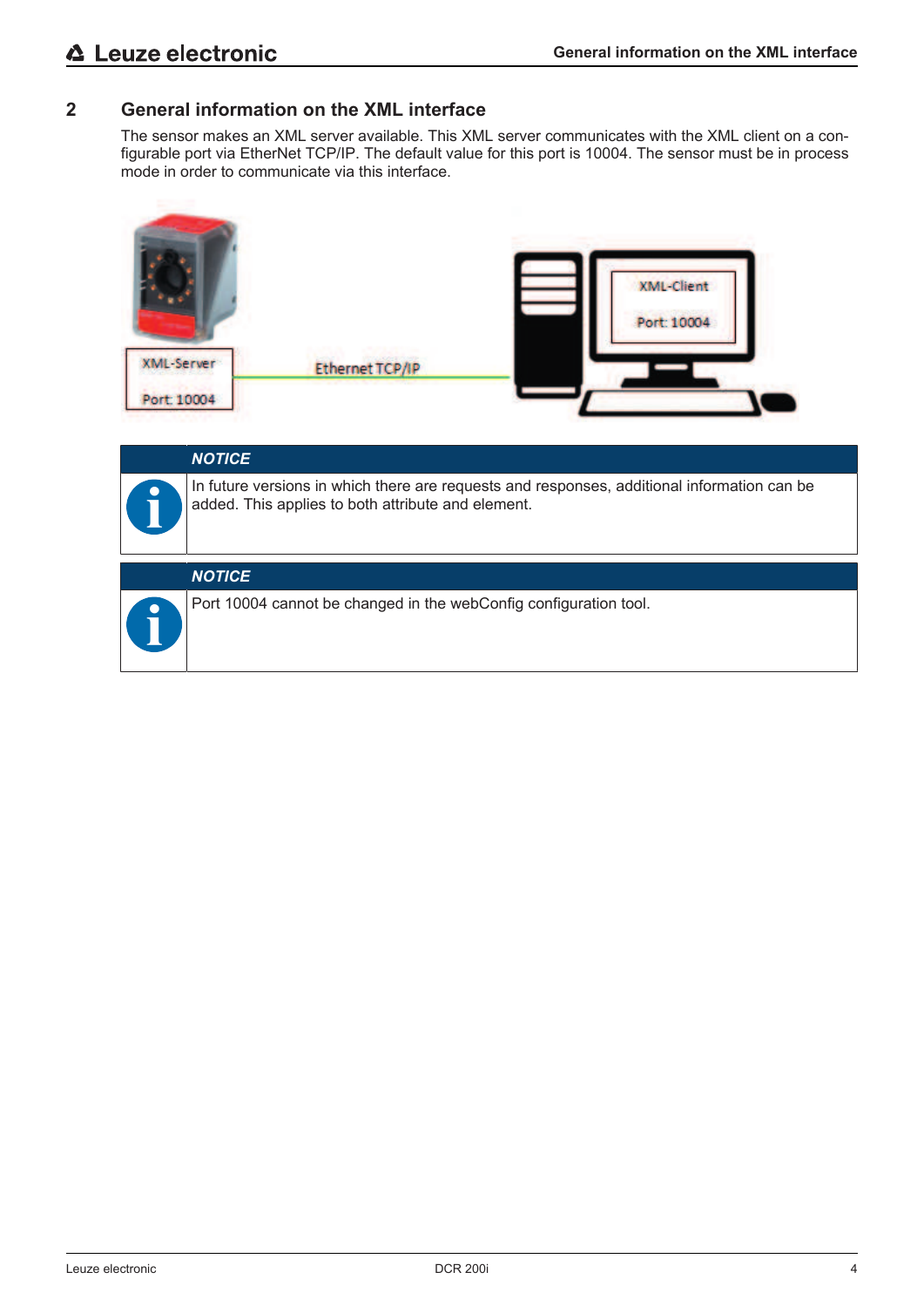# 2 General information on the XML interface

The sensor makes an XML server available. This XML server communicates with the XML client on a configurable port via EtherNet TCP/IP. The default value for this port is 10004. The sensor must be in process mode in order to communicate via this interface.

| NOTICE |
| --- |
| In future versions in which there are requests and responses, additional information can be added. This applies to both attribute and element. |

| NOTICE |
| --- |
| Port 10004 cannot be changed in the webConfig configuration tool. |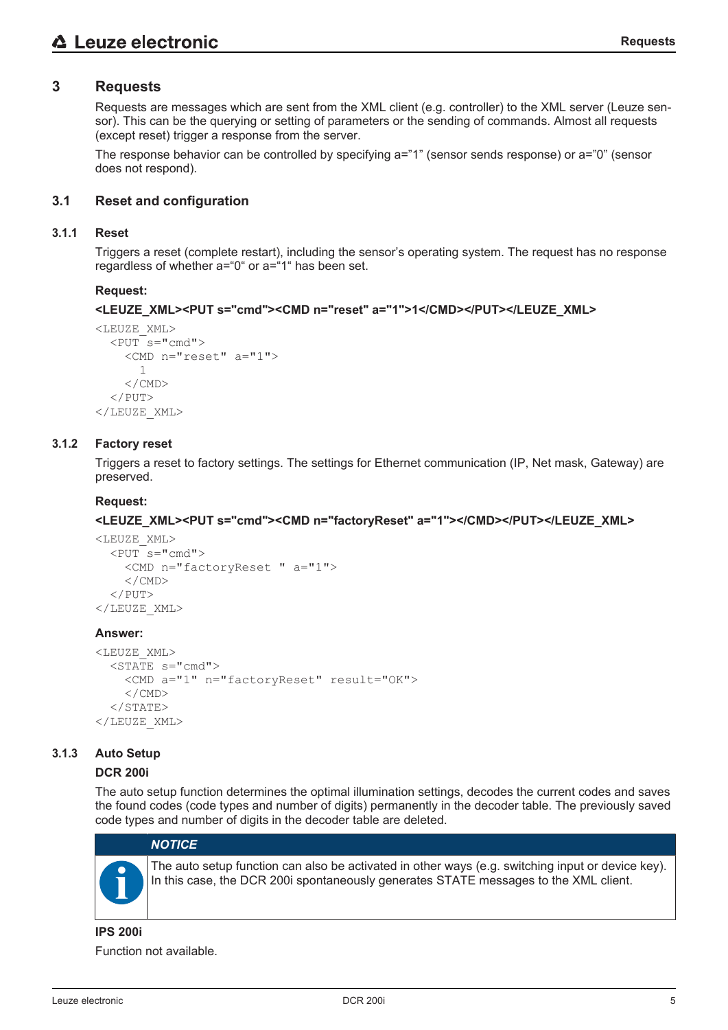# 3 Requests

Requests are messages which are sent from the XML client (e.g. controller) to the XML server (Leuze sensor). This can be the querying or setting of parameters or the sending of commands. Almost all requests (except reset) trigger a response from the server.

The response behavior can be controlled by specifying a="1" (sensor sends response) or a="0" (sensor does not respond).

## 3.1 Reset and configuration

### 3.1.1 Reset

Triggers a reset (complete restart), including the sensor's operating system. The request has no response regardless of whether a="0" or a="1" has been set.

**Request:**

**<LEUZE_XML><PUT s="cmd"><CMD n="reset" a="1">1</CMD></PUT></LEUZE_XML>**

```
<LEUZE_XML>
  <PUT s="cmd">
    <CMD n="reset" a="1">
      1
    </CMD>
  </PUT>
</LEUZE_XML>
```

### 3.1.2 Factory reset

Triggers a reset to factory settings. The settings for Ethernet communication (IP, Net mask, Gateway) are preserved.

**Request:**

**<LEUZE_XML><PUT s="cmd"><CMD n="factoryReset" a="1"></CMD></PUT></LEUZE_XML>**

```
<LEUZE_XML>
  <PUT s="cmd">
    <CMD n="factoryReset " a="1">
    </CMD>
  </PUT>
</LEUZE_XML>
```

**Answer:**

```
<LEUZE_XML>
  <STATE s="cmd">
    <CMD a="1" n="factoryReset" result="OK">
    </CMD>
  </STATE>
</LEUZE_XML>
```

### 3.1.3 Auto Setup

**DCR 200i**

The auto setup function determines the optimal illumination settings, decodes the current codes and saves the found codes (code types and number of digits) permanently in the decoder table. The previously saved code types and number of digits in the decoder table are deleted.

> ***NOTICE***
>
> The auto setup function can also be activated in other ways (e.g. switching input or device key). In this case, the DCR 200i spontaneously generates STATE messages to the XML client.

**IPS 200i**

Function not available.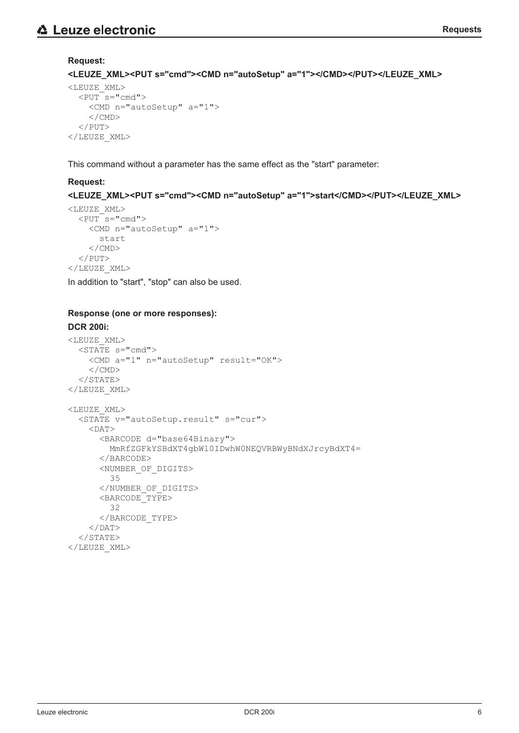**Request:**

**<LEUZE_XML><PUT s="cmd"><CMD n="autoSetup" a="1"></CMD></PUT></LEUZE_XML>**

```
<LEUZE_XML>
  <PUT s="cmd">
    <CMD n="autoSetup" a="1">
    </CMD>
  </PUT>
</LEUZE_XML>
```

This command without a parameter has the same effect as the "start" parameter:

**Request:**

**<LEUZE_XML><PUT s="cmd"><CMD n="autoSetup" a="1">start</CMD></PUT></LEUZE_XML>**

```
<LEUZE_XML>
  <PUT s="cmd">
    <CMD n="autoSetup" a="1">
      start
    </CMD>
  </PUT>
</LEUZE_XML>
```

In addition to "start", "stop" can also be used.

**Response (one or more responses):**

**DCR 200i:**

```
<LEUZE_XML>
  <STATE s="cmd">
    <CMD a="1" n="autoSetup" result="OK">
    </CMD>
  </STATE>
</LEUZE_XML>

<LEUZE_XML>
  <STATE v="autoSetup.result" s="cur">
    <DAT>
      <BARCODE d="base64Binary">
        MmRfZGFkYSBdXT4gbWl0IDwhW0NEQVRBWyBNdXJrcyBdXT4=
      </BARCODE>
      <NUMBER_OF_DIGITS>
        35
      </NUMBER_OF_DIGITS>
      <BARCODE_TYPE>
        32
      </BARCODE_TYPE>
    </DAT>
  </STATE>
</LEUZE_XML>
```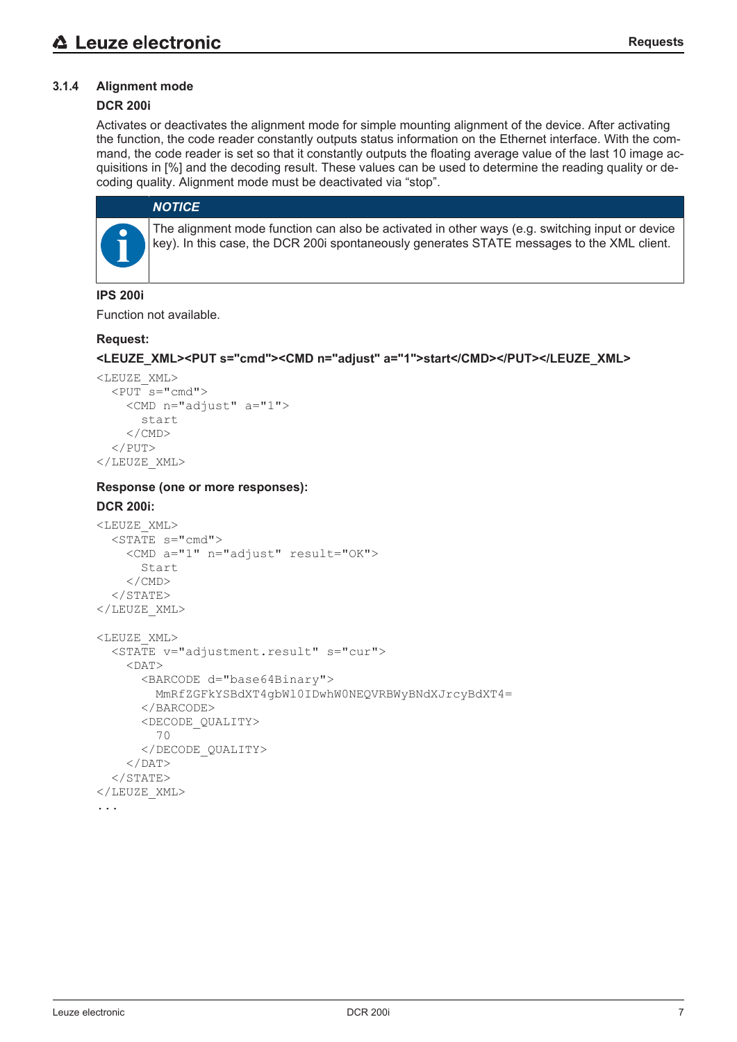### 3.1.4 Alignment mode

**DCR 200i**

Activates or deactivates the alignment mode for simple mounting alignment of the device. After activating the function, the code reader constantly outputs status information on the Ethernet interface. With the command, the code reader is set so that it constantly outputs the floating average value of the last 10 image acquisitions in [%] and the decoding result. These values can be used to determine the reading quality or decoding quality. Alignment mode must be deactivated via “stop”.

> ***NOTICE***
>
> The alignment mode function can also be activated in other ways (e.g. switching input or device key). In this case, the DCR 200i spontaneously generates STATE messages to the XML client.

**IPS 200i**

Function not available.

**Request:**

**<LEUZE_XML><PUT s="cmd"><CMD n="adjust" a="1">start</CMD></PUT></LEUZE_XML>**

```
<LEUZE_XML>
  <PUT s="cmd">
    <CMD n="adjust" a="1">
      start
    </CMD>
  </PUT>
</LEUZE_XML>
```

**Response (one or more responses):**

**DCR 200i:**

```
<LEUZE_XML>
  <STATE s="cmd">
    <CMD a="1" n="adjust" result="OK">
      Start
    </CMD>
  </STATE>
</LEUZE_XML>

<LEUZE_XML>
  <STATE v="adjustment.result" s="cur">
    <DAT>
      <BARCODE d="base64Binary">
        MmRfZGFkYSBdXT4gbW10IDwhW0NEQVRBWyBNdXJrcyBdXT4=
      </BARCODE>
      <DECODE_QUALITY>
        70
      </DECODE_QUALITY>
    </DAT>
  </STATE>
</LEUZE_XML>
...
```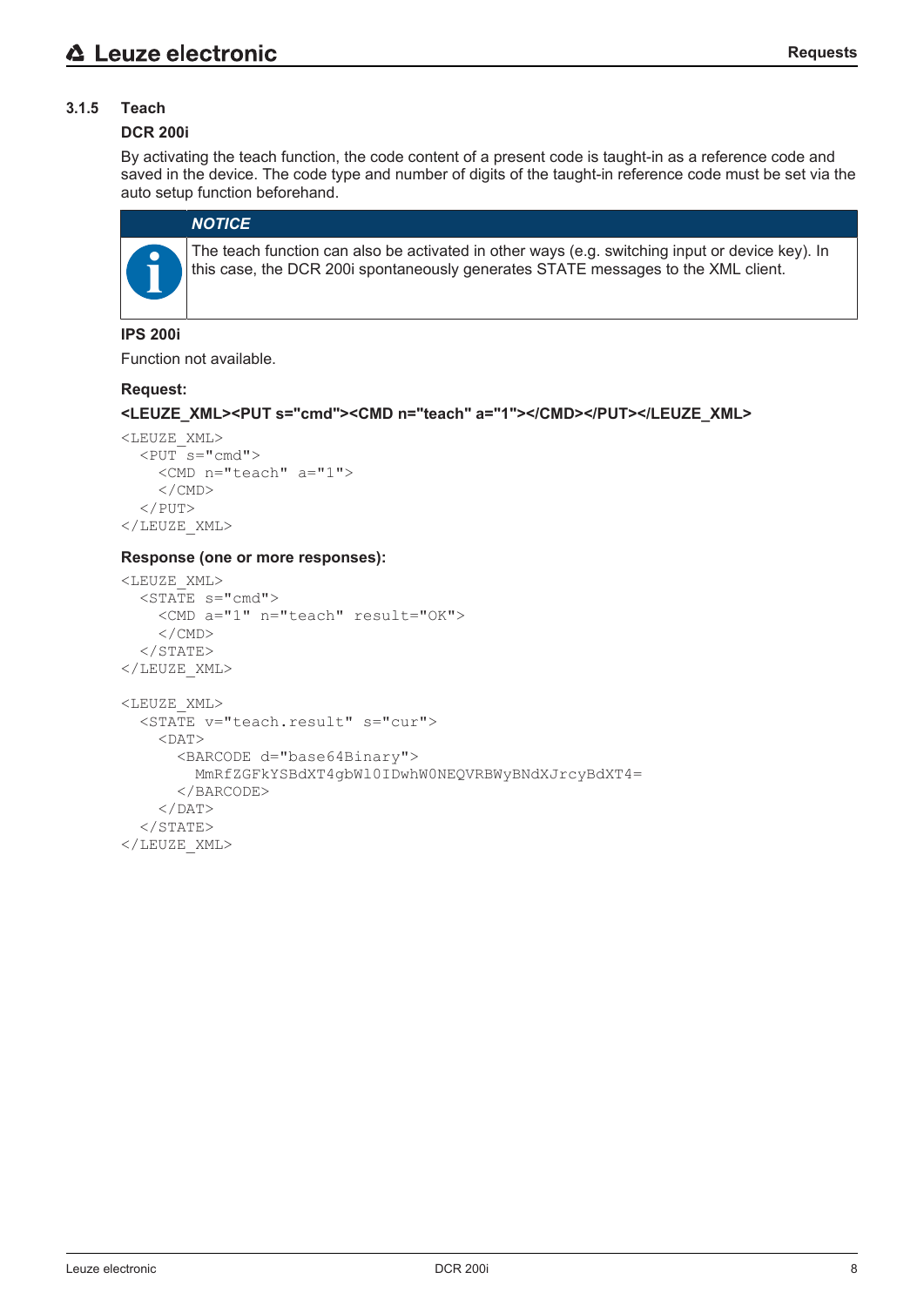### 3.1.5 Teach

**DCR 200i**

By activating the teach function, the code content of a present code is taught-in as a reference code and saved in the device. The code type and number of digits of the taught-in reference code must be set via the auto setup function beforehand.

> ***NOTICE***
>
> The teach function can also be activated in other ways (e.g. switching input or device key). In this case, the DCR 200i spontaneously generates STATE messages to the XML client.

**IPS 200i**

Function not available.

**Request:**

**<LEUZE_XML><PUT s="cmd"><CMD n="teach" a="1"></CMD></PUT></LEUZE_XML>**

```
<LEUZE_XML>
  <PUT s="cmd">
    <CMD n="teach" a="1">
    </CMD>
  </PUT>
</LEUZE_XML>
```

**Response (one or more responses):**

```
<LEUZE_XML>
  <STATE s="cmd">
    <CMD a="1" n="teach" result="OK">
    </CMD>
  </STATE>
</LEUZE_XML>

<LEUZE_XML>
  <STATE v="teach.result" s="cur">
    <DAT>
      <BARCODE d="base64Binary">
        MmRfZGFkYSBdXT4gbWl0IDwhW0NEQVRBWyBNdXJrcyBdXT4=
      </BARCODE>
    </DAT>
  </STATE>
</LEUZE_XML>
```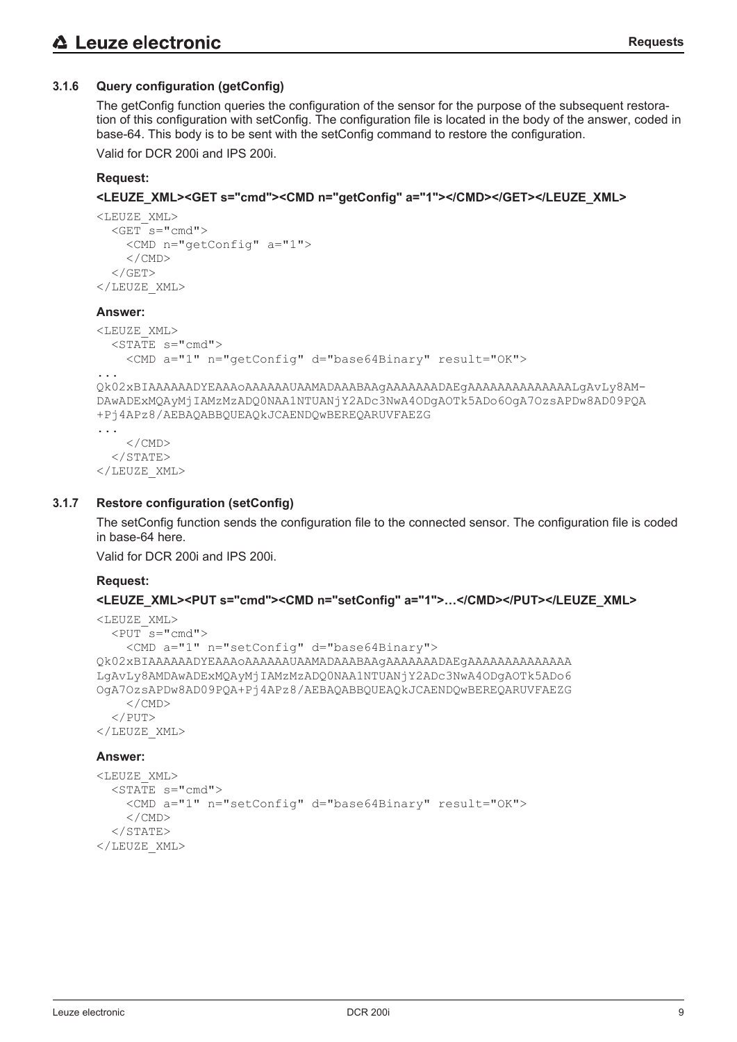### 3.1.6 Query configuration (getConfig)

The getConfig function queries the configuration of the sensor for the purpose of the subsequent restoration of this configuration with setConfig. The configuration file is located in the body of the answer, coded in base-64. This body is to be sent with the setConfig command to restore the configuration.

Valid for DCR 200i and IPS 200i.

**Request:**

**<LEUZE_XML><GET s="cmd"><CMD n="getConfig" a="1"></CMD></GET></LEUZE_XML>**

```
<LEUZE_XML>
  <GET s="cmd">
    <CMD n="getConfig" a="1">
    </CMD>
  </GET>
</LEUZE_XML>
```

**Answer:**

```
<LEUZE_XML>
  <STATE s="cmd">
    <CMD a="1" n="getConfig" d="base64Binary" result="OK">
...
Qk02xBIAAAAAADYEAAAoAAAAAAUAAMADAAABAAgAAAAAAAADAEgAAAAAAAAAAAAAAALgAvLy8AM-
DAwADExMQAyMjIAMzMzADQ0NAA1NTUANjY2ADc3NwA4ODgAOTk5ADo6OgA7OzsAPDw8AD09PQA
+Pj4APz8/AEBAQABBQUEAQkJCAENDQwBEREQARUVFAEZG
...
    </CMD>
  </STATE>
</LEUZE_XML>
```

### 3.1.7 Restore configuration (setConfig)

The setConfig function sends the configuration file to the connected sensor. The configuration file is coded in base-64 here.

Valid for DCR 200i and IPS 200i.

**Request:**

**<LEUZE_XML><PUT s="cmd"><CMD n="setConfig" a="1">…</CMD></PUT></LEUZE_XML>**

```
<LEUZE_XML>
  <PUT s="cmd">
    <CMD a="1" n="setConfig" d="base64Binary">
Qk02xBIAAAAAADYEAAAoAAAAAAUAAMADAAABAAgAAAAAAAADAEgAAAAAAAAAAAAAA
LgAvLy8AMDAwADExMQAyMjIAMzMzADQ0NAA1NTUANjY2ADc3NwA4ODgAOTk5ADo6
OgA7OzsAPDw8AD09PQA+Pj4APz8/AEBAQABBQUEAQkJCAENDQwBEREQARUVFAEZG
    </CMD>
  </PUT>
</LEUZE_XML>
```

**Answer:**

```
<LEUZE_XML>
  <STATE s="cmd">
    <CMD a="1" n="setConfig" d="base64Binary" result="OK">
    </CMD>
  </STATE>
</LEUZE_XML>
```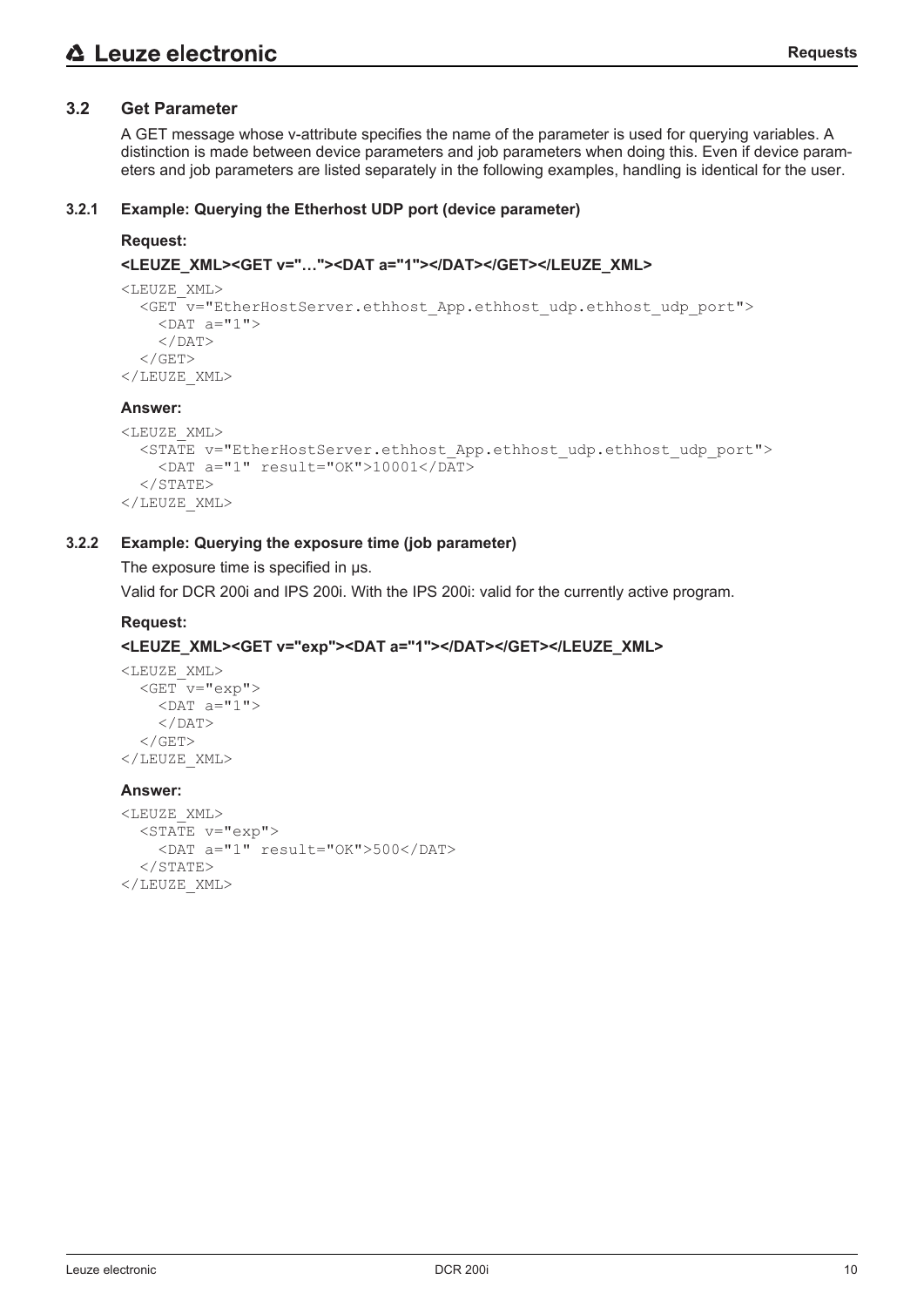## 3.2 Get Parameter

A GET message whose v-attribute specifies the name of the parameter is used for querying variables. A distinction is made between device parameters and job parameters when doing this. Even if device parameters and job parameters are listed separately in the following examples, handling is identical for the user.

### 3.2.1 Example: Querying the Etherhost UDP port (device parameter)

**Request:**

**<LEUZE_XML><GET v="…"><DAT a="1"></DAT></GET></LEUZE_XML>**

```
<LEUZE_XML>
  <GET v="EtherHostServer.ethhost_App.ethhost_udp.ethhost_udp_port">
    <DAT a="1">
    </DAT>
  </GET>
</LEUZE_XML>
```

**Answer:**

```
<LEUZE_XML>
  <STATE v="EtherHostServer.ethhost_App.ethhost_udp.ethhost_udp_port">
    <DAT a="1" result="OK">10001</DAT>
  </STATE>
</LEUZE_XML>
```

### 3.2.2 Example: Querying the exposure time (job parameter)

The exposure time is specified in µs.

Valid for DCR 200i and IPS 200i. With the IPS 200i: valid for the currently active program.

**Request:**

**<LEUZE_XML><GET v="exp"><DAT a="1"></DAT></GET></LEUZE_XML>**

```
<LEUZE_XML>
  <GET v="exp">
    <DAT a="1">
    </DAT>
  </GET>
</LEUZE_XML>
```

**Answer:**

```
<LEUZE_XML>
  <STATE v="exp">
    <DAT a="1" result="OK">500</DAT>
  </STATE>
</LEUZE_XML>
```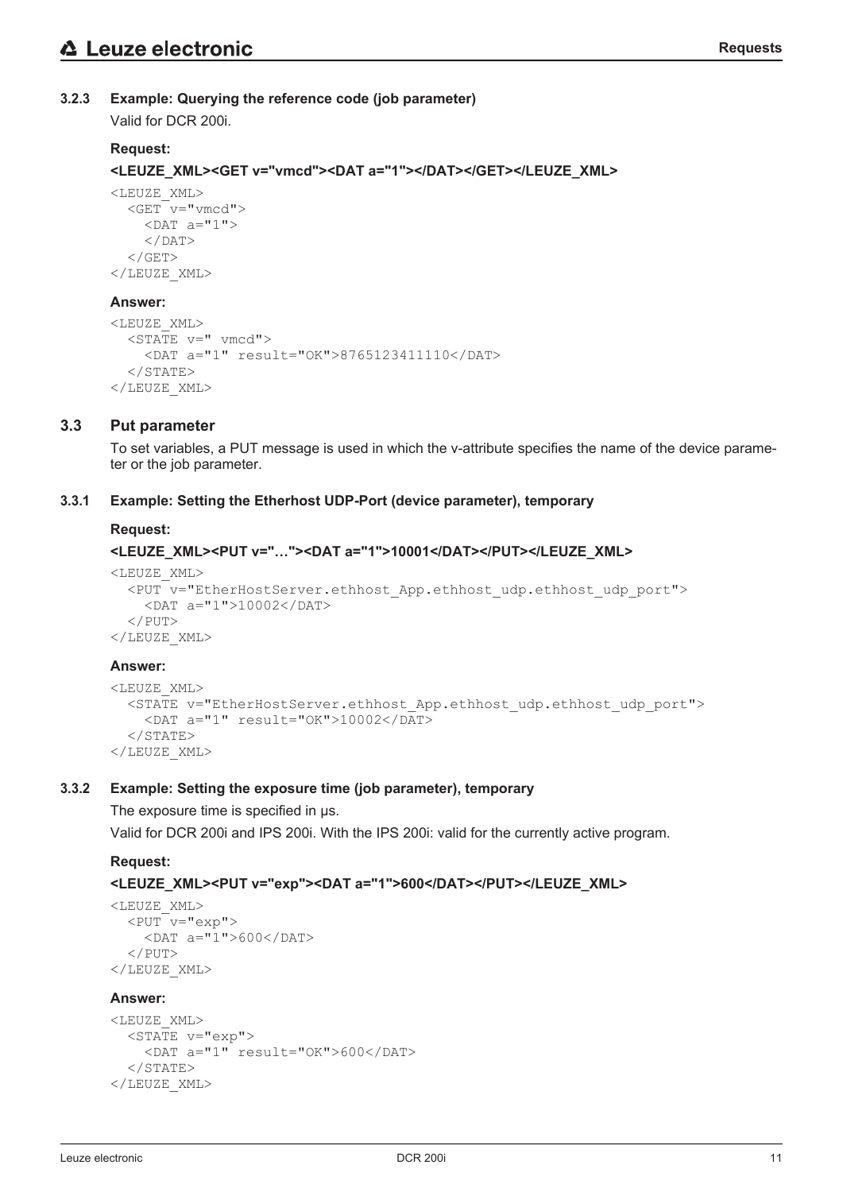### 3.2.3 Example: Querying the reference code (job parameter)

Valid for DCR 200i.

**Request:**

**<LEUZE_XML><GET v="vmcd"><DAT a="1"></DAT></GET></LEUZE_XML>**

```
<LEUZE_XML>
  <GET v="vmcd">
    <DAT a="1">
    </DAT>
  </GET>
</LEUZE_XML>
```

**Answer:**

```
<LEUZE_XML>
  <STATE v=" vmcd">
    <DAT a="1" result="OK">8765123411110</DAT>
  </STATE>
</LEUZE_XML>
```

## 3.3 Put parameter

To set variables, a PUT message is used in which the v-attribute specifies the name of the device parameter or the job parameter.

### 3.3.1 Example: Setting the Etherhost UDP-Port (device parameter), temporary

**Request:**

**<LEUZE_XML><PUT v="…"><DAT a="1">10001</DAT></PUT></LEUZE_XML>**

```
<LEUZE_XML>
  <PUT v="EtherHostServer.ethhost_App.ethhost_udp.ethhost_udp_port">
    <DAT a="1">10002</DAT>
  </PUT>
</LEUZE_XML>
```

**Answer:**

```
<LEUZE_XML>
  <STATE v="EtherHostServer.ethhost_App.ethhost_udp.ethhost_udp_port">
    <DAT a="1" result="OK">10002</DAT>
  </STATE>
</LEUZE_XML>
```

### 3.3.2 Example: Setting the exposure time (job parameter), temporary

The exposure time is specified in µs.

Valid for DCR 200i and IPS 200i. With the IPS 200i: valid for the currently active program.

**Request:**

**<LEUZE_XML><PUT v="exp"><DAT a="1">600</DAT></PUT></LEUZE_XML>**

```
<LEUZE_XML>
  <PUT v="exp">
    <DAT a="1">600</DAT>
  </PUT>
</LEUZE_XML>
```

**Answer:**

```
<LEUZE_XML>
  <STATE v="exp">
    <DAT a="1" result="OK">600</DAT>
  </STATE>
</LEUZE_XML>
```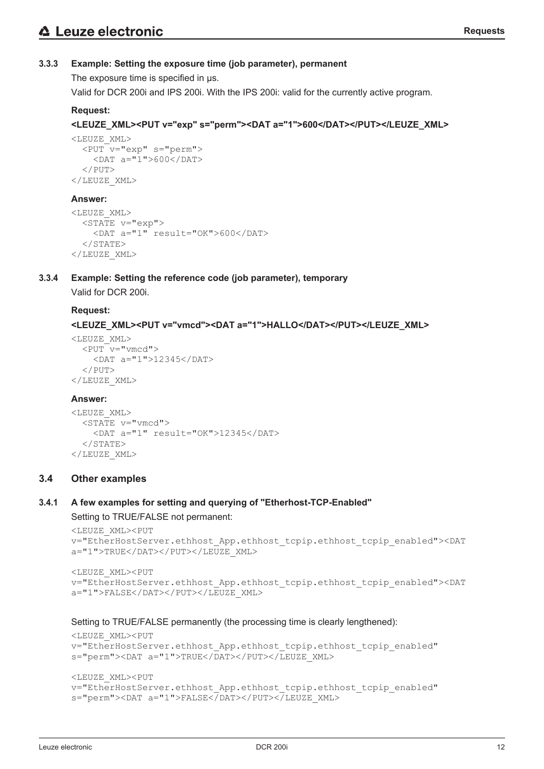### 3.3.3 Example: Setting the exposure time (job parameter), permanent

The exposure time is specified in µs.

Valid for DCR 200i and IPS 200i. With the IPS 200i: valid for the currently active program.

**Request:**

**<LEUZE_XML><PUT v="exp" s="perm"><DAT a="1">600</DAT></PUT></LEUZE_XML>**

```
<LEUZE_XML>
  <PUT v="exp" s="perm">
    <DAT a="1">600</DAT>
  </PUT>
</LEUZE_XML>
```

**Answer:**

```
<LEUZE_XML>
  <STATE v="exp">
    <DAT a="1" result="OK">600</DAT>
  </STATE>
</LEUZE_XML>
```

### 3.3.4 Example: Setting the reference code (job parameter), temporary

Valid for DCR 200i.

**Request:**

**<LEUZE_XML><PUT v="vmcd"><DAT a="1">HALLO</DAT></PUT></LEUZE_XML>**

```
<LEUZE_XML>
  <PUT v="vmcd">
    <DAT a="1">12345</DAT>
  </PUT>
</LEUZE_XML>
```

**Answer:**

```
<LEUZE_XML>
  <STATE v="vmcd">
    <DAT a="1" result="OK">12345</DAT>
  </STATE>
</LEUZE_XML>
```

## 3.4 Other examples

### 3.4.1 A few examples for setting and querying of "Etherhost-TCP-Enabled"

Setting to TRUE/FALSE not permanent:

```
<LEUZE_XML><PUT
v="EtherHostServer.ethhost_App.ethhost_tcpip.ethhost_tcpip_enabled"><DAT
a="1">TRUE</DAT></PUT></LEUZE_XML>
```

```
<LEUZE_XML><PUT
v="EtherHostServer.ethhost_App.ethhost_tcpip.ethhost_tcpip_enabled"><DAT
a="1">FALSE</DAT></PUT></LEUZE_XML>
```

Setting to TRUE/FALSE permanently (the processing time is clearly lengthened):

```
<LEUZE_XML><PUT
v="EtherHostServer.ethhost_App.ethhost_tcpip.ethhost_tcpip_enabled"
s="perm"><DAT a="1">TRUE</DAT></PUT></LEUZE_XML>
```

```
<LEUZE_XML><PUT
v="EtherHostServer.ethhost_App.ethhost_tcpip.ethhost_tcpip_enabled"
s="perm"><DAT a="1">FALSE</DAT></PUT></LEUZE_XML>
```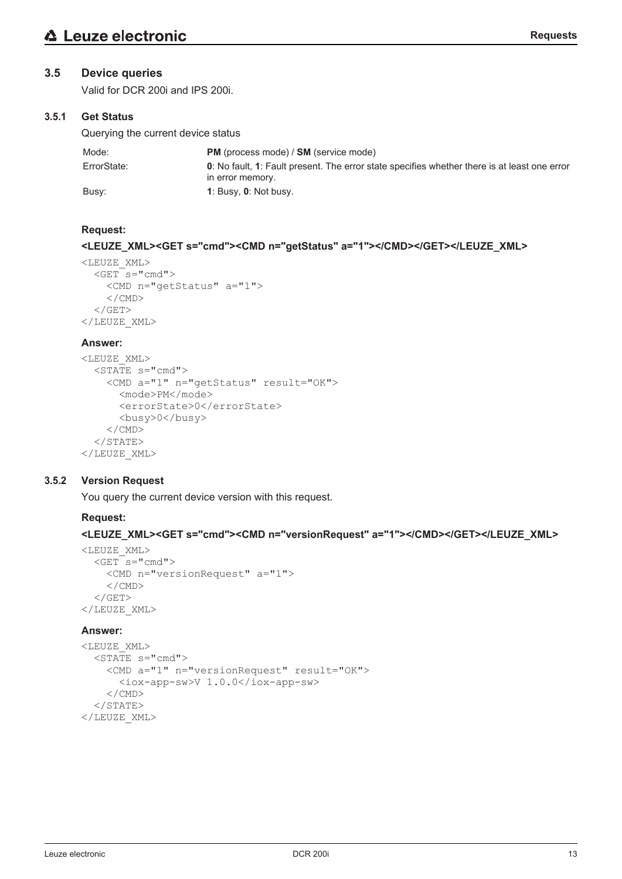## 3.5 Device queries

Valid for DCR 200i and IPS 200i.

### 3.5.1 Get Status

Querying the current device status

| | |
|---|---|
| Mode: | **PM** (process mode) / **SM** (service mode) |
| ErrorState: | **0**: No fault, **1**: Fault present. The error state specifies whether there is at least one error in error memory. |
| Busy: | **1**: Busy, **0**: Not busy. |

**Request:**

**<LEUZE_XML><GET s="cmd"><CMD n="getStatus" a="1"></CMD></GET></LEUZE_XML>**

```
<LEUZE_XML>
  <GET s="cmd">
    <CMD n="getStatus" a="1">
    </CMD>
  </GET>
</LEUZE_XML>
```

**Answer:**

```
<LEUZE_XML>
  <STATE s="cmd">
    <CMD a="1" n="getStatus" result="OK">
      <mode>PM</mode>
      <errorState>0</errorState>
      <busy>0</busy>
    </CMD>
  </STATE>
</LEUZE_XML>
```

### 3.5.2 Version Request

You query the current device version with this request.

**Request:**

**<LEUZE_XML><GET s="cmd"><CMD n="versionRequest" a="1"></CMD></GET></LEUZE_XML>**

```
<LEUZE_XML>
  <GET s="cmd">
    <CMD n="versionRequest" a="1">
    </CMD>
  </GET>
</LEUZE_XML>
```

**Answer:**

```
<LEUZE_XML>
  <STATE s="cmd">
    <CMD a="1" n="versionRequest" result="OK">
      <iox-app-sw>V 1.0.0</iox-app-sw>
    </CMD>
  </STATE>
</LEUZE_XML>
```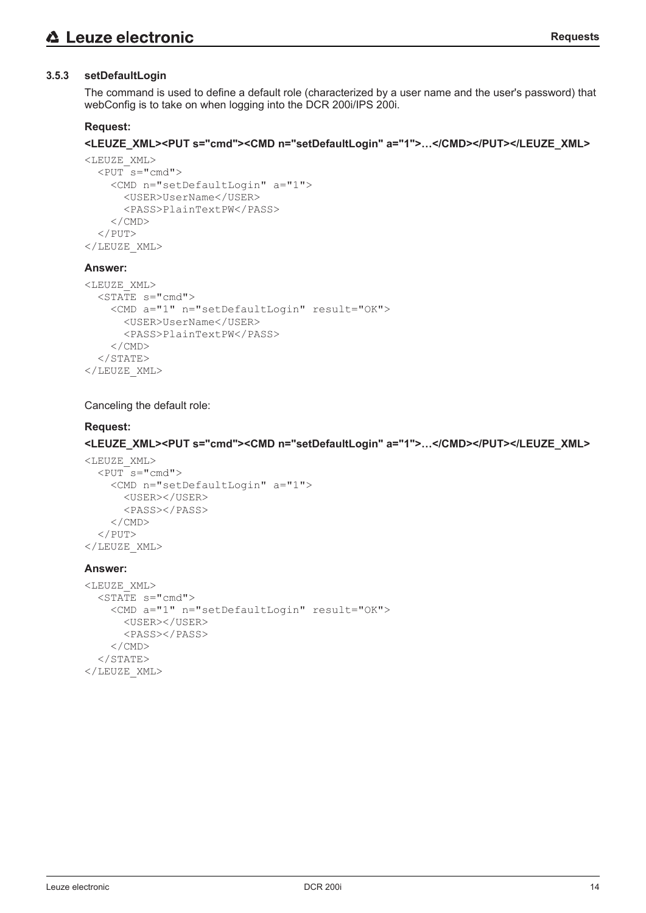### 3.5.3 setDefaultLogin

The command is used to define a default role (characterized by a user name and the user's password) that webConfig is to take on when logging into the DCR 200i/IPS 200i.

**Request:**

**<LEUZE_XML><PUT s="cmd"><CMD n="setDefaultLogin" a="1">…</CMD></PUT></LEUZE_XML>**

```
<LEUZE_XML>
  <PUT s="cmd">
    <CMD n="setDefaultLogin" a="1">
      <USER>UserName</USER>
      <PASS>PlainTextPW</PASS>
    </CMD>
  </PUT>
</LEUZE_XML>
```

**Answer:**

```
<LEUZE_XML>
  <STATE s="cmd">
    <CMD a="1" n="setDefaultLogin" result="OK">
      <USER>UserName</USER>
      <PASS>PlainTextPW</PASS>
    </CMD>
  </STATE>
</LEUZE_XML>
```

Canceling the default role:

**Request:**

**<LEUZE_XML><PUT s="cmd"><CMD n="setDefaultLogin" a="1">…</CMD></PUT></LEUZE_XML>**

```
<LEUZE_XML>
  <PUT s="cmd">
    <CMD n="setDefaultLogin" a="1">
      <USER></USER>
      <PASS></PASS>
    </CMD>
  </PUT>
</LEUZE_XML>
```

**Answer:**

```
<LEUZE_XML>
  <STATE s="cmd">
    <CMD a="1" n="setDefaultLogin" result="OK">
      <USER></USER>
      <PASS></PASS>
    </CMD>
  </STATE>
</LEUZE_XML>
```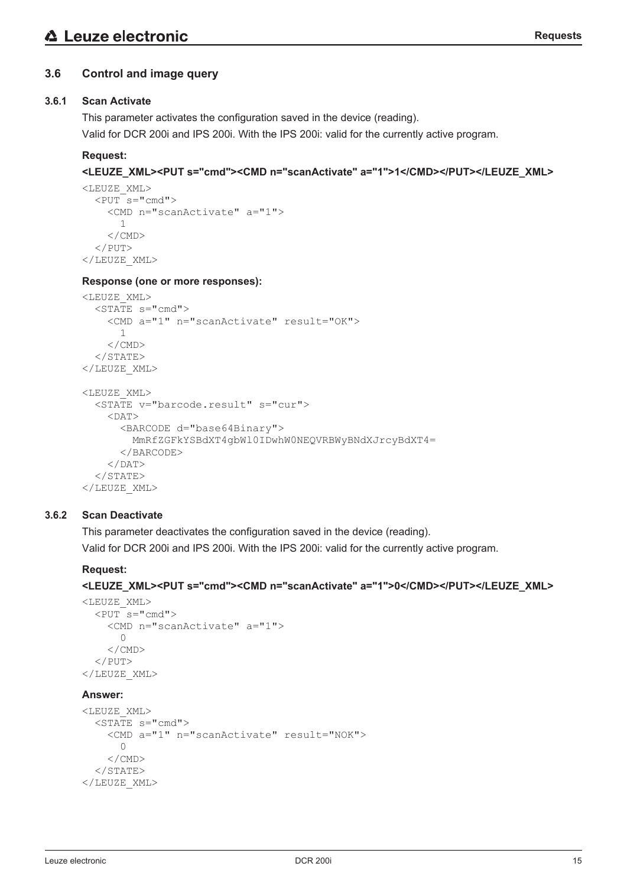## 3.6 Control and image query

### 3.6.1 Scan Activate

This parameter activates the configuration saved in the device (reading).

Valid for DCR 200i and IPS 200i. With the IPS 200i: valid for the currently active program.

**Request:**

**<LEUZE_XML><PUT s="cmd"><CMD n="scanActivate" a="1">1</CMD></PUT></LEUZE_XML>**

```
<LEUZE_XML>
  <PUT s="cmd">
    <CMD n="scanActivate" a="1">
      1
    </CMD>
  </PUT>
</LEUZE_XML>
```

**Response (one or more responses):**

```
<LEUZE_XML>
  <STATE s="cmd">
    <CMD a="1" n="scanActivate" result="OK">
      1
    </CMD>
  </STATE>
</LEUZE_XML>

<LEUZE_XML>
  <STATE v="barcode.result" s="cur">
    <DAT>
      <BARCODE d="base64Binary">
        MmRfZGFkYSBdXT4gbWl0IDwhW0NEQVRBWyBNdXJrcyBdXT4=
      </BARCODE>
    </DAT>
  </STATE>
</LEUZE_XML>
```

### 3.6.2 Scan Deactivate

This parameter deactivates the configuration saved in the device (reading).

Valid for DCR 200i and IPS 200i. With the IPS 200i: valid for the currently active program.

**Request:**

**<LEUZE_XML><PUT s="cmd"><CMD n="scanActivate" a="1">0</CMD></PUT></LEUZE_XML>**

```
<LEUZE_XML>
  <PUT s="cmd">
    <CMD n="scanActivate" a="1">
      0
    </CMD>
  </PUT>
</LEUZE_XML>
```

**Answer:**

```
<LEUZE_XML>
  <STATE s="cmd">
    <CMD a="1" n="scanActivate" result="NOK">
      0
    </CMD>
  </STATE>
</LEUZE_XML>
```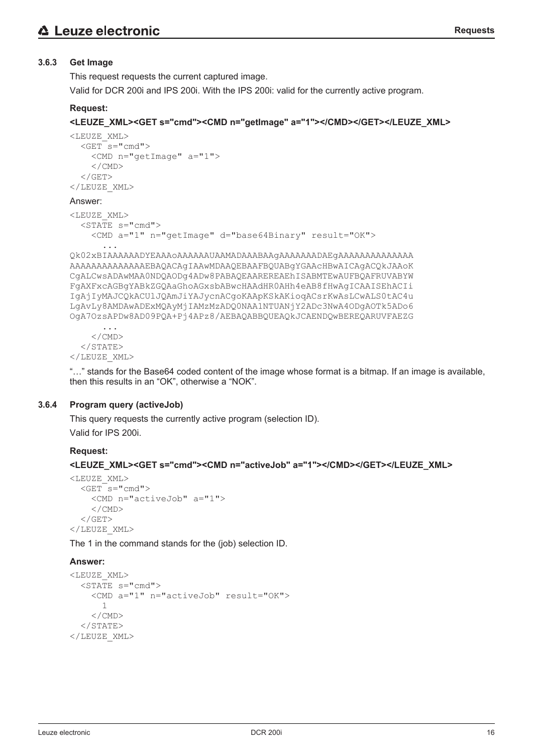### 3.6.3 Get Image

This request requests the current captured image.

Valid for DCR 200i and IPS 200i. With the IPS 200i: valid for the currently active program.

**Request:**

**<LEUZE_XML><GET s="cmd"><CMD n="getImage" a="1"></CMD></GET></LEUZE_XML>**

```
<LEUZE_XML>
  <GET s="cmd">
    <CMD n="getImage" a="1">
    </CMD>
  </GET>
</LEUZE_XML>
```

Answer:

```
<LEUZE_XML>
  <STATE s="cmd">
    <CMD a="1" n="getImage" d="base64Binary" result="OK">
      ...
Qk02xBIAAAAAADYEAAAoAAAAAAUAAMADAAABAAgAAAAAAADAEgAAAAAAAAAAAAAA
AAAAAAAAAAAAAAEBAQACAgIAAwMDAAQEBAAFBQUABgYGAAcHBwAICAgACQkJAAoK
CgALCwsADAwMAA0NDQAODg4ADw8PABAQEAAREREAEhISABMTEwAUFBQAFRUVABYW
FgAXFxcAGBgYABkZGQAaGhoAGxsbABwcHAAdHR0AHh4eAB8fHwAgICAAISEhACIi
IgAjIyMAJCQkACUlJQAmJiYAJycnACgoKAApKSkAKioqACsrKwAsLCwALS0tAC4u
LgAvLy8AMDAwADExMQAyMjIAMzMzADQ0NAA1NTUANjY2ADc3NwA4ODgAOTk5ADo6
OgA7OzsAPDw8AD09PQA+Pj4APz8/AEBAQABBQUEAQkJCAENDQwBEREQARUVFAEZG
      ...
    </CMD>
  </STATE>
</LEUZE_XML>
```

"…" stands for the Base64 coded content of the image whose format is a bitmap. If an image is available, then this results in an "OK", otherwise a "NOK".

### 3.6.4 Program query (activeJob)

This query requests the currently active program (selection ID).

Valid for IPS 200i.

**Request:**

**<LEUZE_XML><GET s="cmd"><CMD n="activeJob" a="1"></CMD></GET></LEUZE_XML>**

```
<LEUZE_XML>
  <GET s="cmd">
    <CMD n="activeJob" a="1">
    </CMD>
  </GET>
</LEUZE_XML>
```

The 1 in the command stands for the (job) selection ID.

**Answer:**

```
<LEUZE_XML>
  <STATE s="cmd">
    <CMD a="1" n="activeJob" result="OK">
      1
    </CMD>
  </STATE>
</LEUZE_XML>
```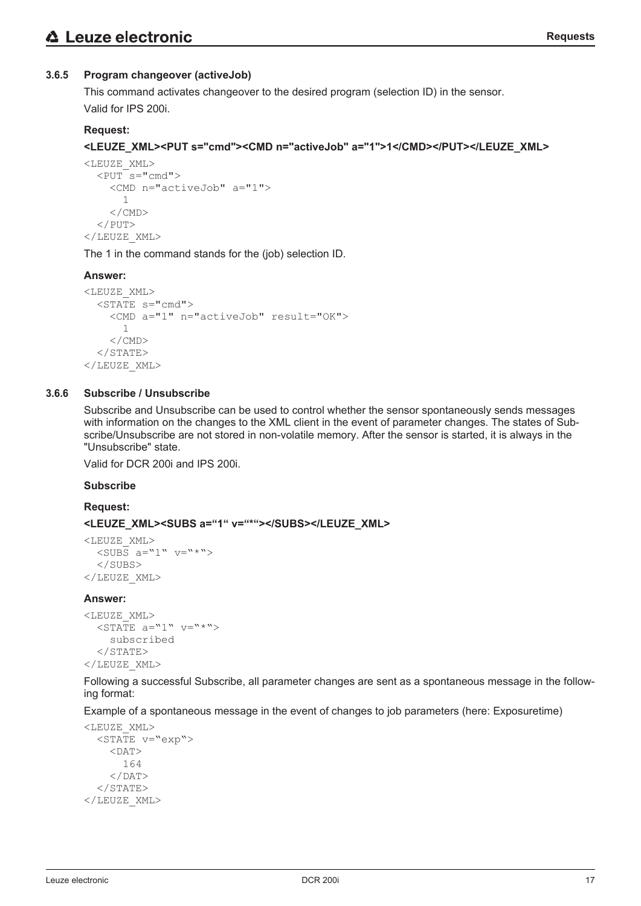### 3.6.5 Program changeover (activeJob)

This command activates changeover to the desired program (selection ID) in the sensor.

Valid for IPS 200i.

**Request:**

**<LEUZE_XML><PUT s="cmd"><CMD n="activeJob" a="1">1</CMD></PUT></LEUZE_XML>**

```
<LEUZE_XML>
  <PUT s="cmd">
    <CMD n="activeJob" a="1">
      1
    </CMD>
  </PUT>
</LEUZE_XML>
```

The 1 in the command stands for the (job) selection ID.

**Answer:**

```
<LEUZE_XML>
  <STATE s="cmd">
    <CMD a="1" n="activeJob" result="OK">
      1
    </CMD>
  </STATE>
</LEUZE_XML>
```

### 3.6.6 Subscribe / Unsubscribe

Subscribe and Unsubscribe can be used to control whether the sensor spontaneously sends messages with information on the changes to the XML client in the event of parameter changes. The states of Subscribe/Unsubscribe are not stored in non-volatile memory. After the sensor is started, it is always in the "Unsubscribe" state.

Valid for DCR 200i and IPS 200i.

**Subscribe**

**Request:**

**<LEUZE_XML><SUBS a=“1“ v=“*“></SUBS></LEUZE_XML>**

```
<LEUZE_XML>
  <SUBS a="1" v="*">
  </SUBS>
</LEUZE_XML>
```

**Answer:**

```
<LEUZE_XML>
  <STATE a="1" v="*">
    subscribed
  </STATE>
</LEUZE_XML>
```

Following a successful Subscribe, all parameter changes are sent as a spontaneous message in the following format:

Example of a spontaneous message in the event of changes to job parameters (here: Exposuretime)

```
<LEUZE_XML>
  <STATE v="exp">
    <DAT>
      164
    </DAT>
  </STATE>
</LEUZE_XML>
```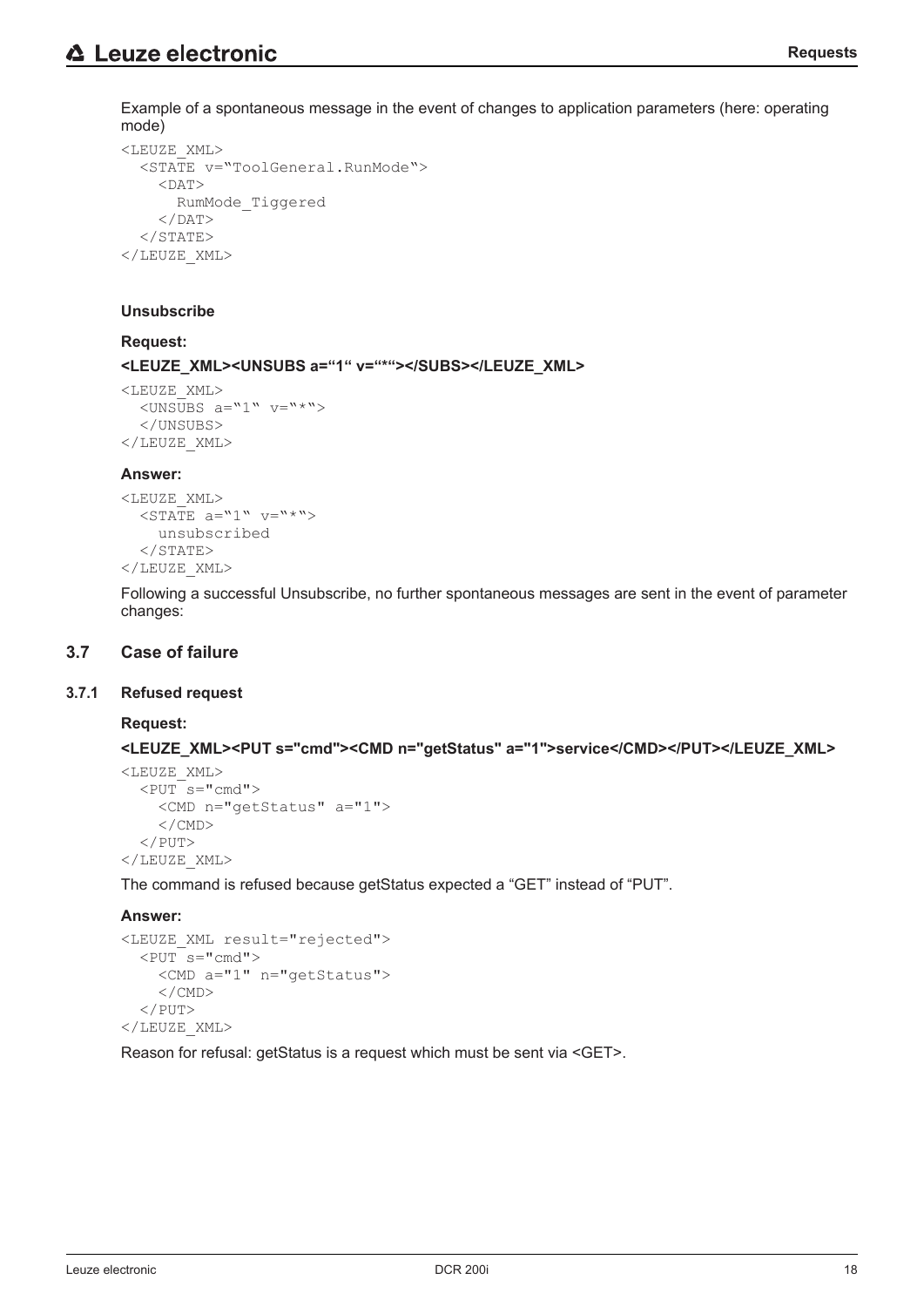Example of a spontaneous message in the event of changes to application parameters (here: operating mode)

```
<LEUZE_XML>
  <STATE v="ToolGeneral.RunMode">
    <DAT>
      RumMode_Tiggered
    </DAT>
  </STATE>
</LEUZE_XML>
```

**Unsubscribe**

**Request:**

**<LEUZE_XML><UNSUBS a="1" v="*"></SUBS></LEUZE_XML>**

```
<LEUZE_XML>
  <UNSUBS a="1" v="*">
  </UNSUBS>
</LEUZE_XML>
```

**Answer:**

```
<LEUZE_XML>
  <STATE a="1" v="*">
    unsubscribed
  </STATE>
</LEUZE_XML>
```

Following a successful Unsubscribe, no further spontaneous messages are sent in the event of parameter changes:

## 3.7 Case of failure

### 3.7.1 Refused request

**Request:**

**<LEUZE_XML><PUT s="cmd"><CMD n="getStatus" a="1">service</CMD></PUT></LEUZE_XML>**

```
<LEUZE_XML>
  <PUT s="cmd">
    <CMD n="getStatus" a="1">
    </CMD>
  </PUT>
</LEUZE_XML>
```

The command is refused because getStatus expected a "GET" instead of "PUT".

**Answer:**

```
<LEUZE_XML result="rejected">
  <PUT s="cmd">
    <CMD a="1" n="getStatus">
    </CMD>
  </PUT>
</LEUZE_XML>
```

Reason for refusal: getStatus is a request which must be sent via <GET>.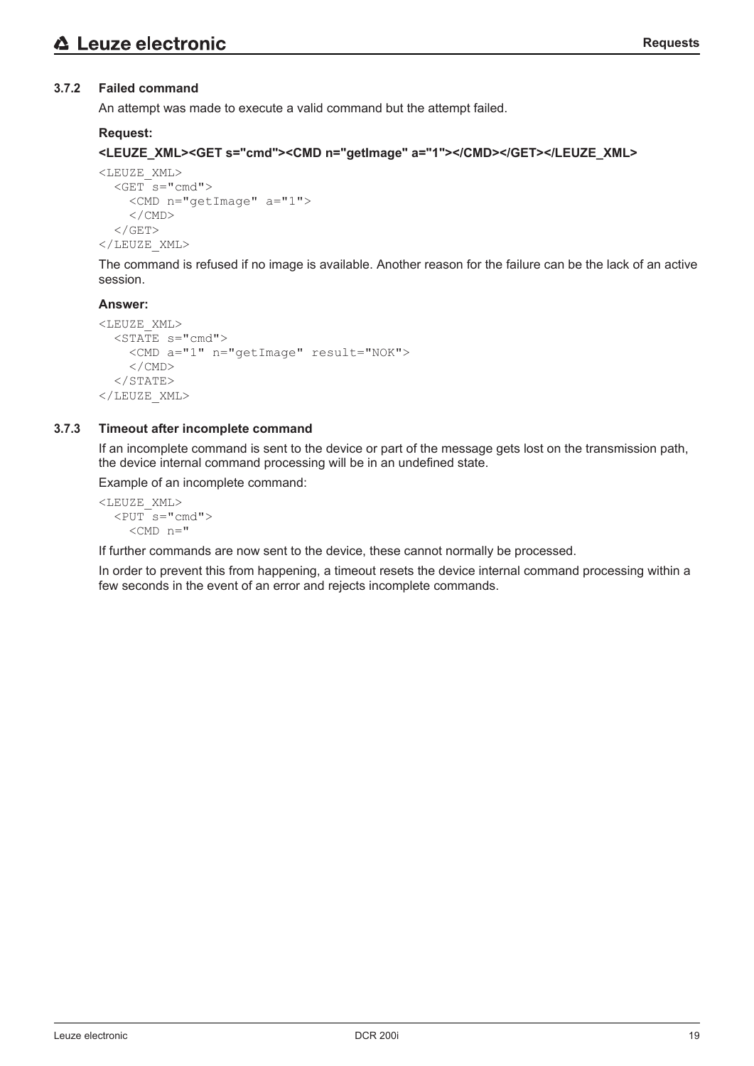### 3.7.2 Failed command

An attempt was made to execute a valid command but the attempt failed.

**Request:**

**<LEUZE_XML><GET s="cmd"><CMD n="getImage" a="1"></CMD></GET></LEUZE_XML>**

```
<LEUZE_XML>
  <GET s="cmd">
    <CMD n="getImage" a="1">
    </CMD>
  </GET>
</LEUZE_XML>
```

The command is refused if no image is available. Another reason for the failure can be the lack of an active session.

**Answer:**

```
<LEUZE_XML>
  <STATE s="cmd">
    <CMD a="1" n="getImage" result="NOK">
    </CMD>
  </STATE>
</LEUZE_XML>
```

### 3.7.3 Timeout after incomplete command

If an incomplete command is sent to the device or part of the message gets lost on the transmission path, the device internal command processing will be in an undefined state.

Example of an incomplete command:

```
<LEUZE_XML>
  <PUT s="cmd">
    <CMD n="
```

If further commands are now sent to the device, these cannot normally be processed.

In order to prevent this from happening, a timeout resets the device internal command processing within a few seconds in the event of an error and rejects incomplete commands.